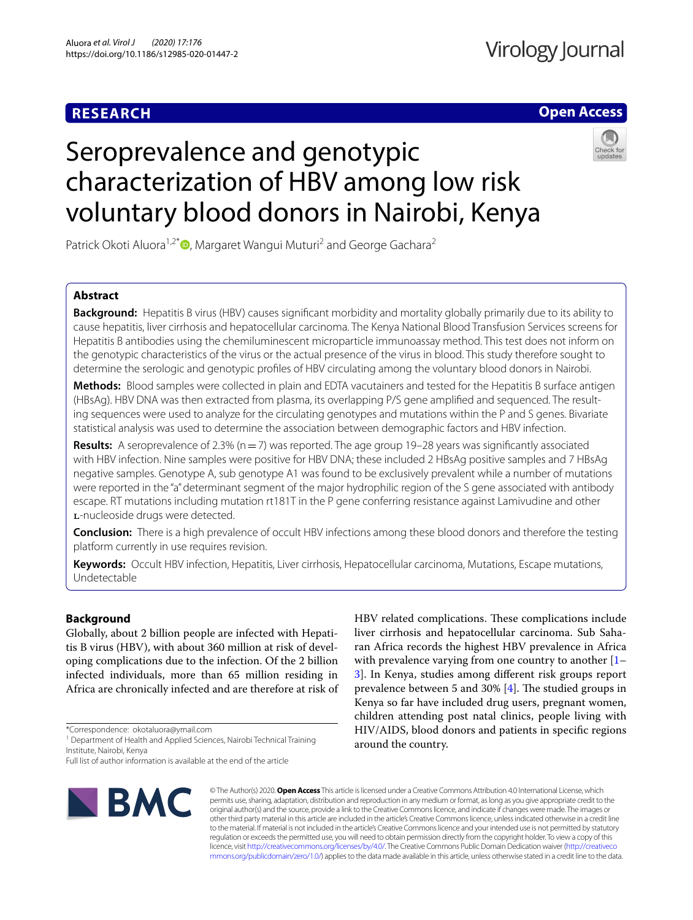RESEARCH

Open Access

# Seroprevalence and genotypic characterization of HBV among low risk voluntary blood donors in Nairobi, Kenya

Patrick Okoti Aluora[1,2*], Margaret Wangui Muturi[2] and George Gachara[2]

## Abstract

**Background:** Hepatitis B virus (HBV) causes significant morbidity and mortality globally primarily due to its ability to cause hepatitis, liver cirrhosis and hepatocellular carcinoma. The Kenya National Blood Transfusion Services screens for Hepatitis B antibodies using the chemiluminescent microparticle immunoassay method. This test does not inform on the genotypic characteristics of the virus or the actual presence of the virus in blood. This study therefore sought to determine the serologic and genotypic profiles of HBV circulating among the voluntary blood donors in Nairobi.

**Methods:** Blood samples were collected in plain and EDTA vacutainers and tested for the Hepatitis B surface antigen (HBsAg). HBV DNA was then extracted from plasma, its overlapping P/S gene amplified and sequenced. The resulting sequences were used to analyze for the circulating genotypes and mutations within the P and S genes. Bivariate statistical analysis was used to determine the association between demographic factors and HBV infection.

**Results:** A seroprevalence of 2.3% (n = 7) was reported. The age group 19–28 years was significantly associated with HBV infection. Nine samples were positive for HBV DNA; these included 2 HBsAg positive samples and 7 HBsAg negative samples. Genotype A, sub genotype A1 was found to be exclusively prevalent while a number of mutations were reported in the "a" determinant segment of the major hydrophilic region of the S gene associated with antibody escape. RT mutations including mutation rt181T in the P gene conferring resistance against Lamivudine and other L-nucleoside drugs were detected.

**Conclusion:** There is a high prevalence of occult HBV infections among these blood donors and therefore the testing platform currently in use requires revision.

**Keywords:** Occult HBV infection, Hepatitis, Liver cirrhosis, Hepatocellular carcinoma, Mutations, Escape mutations, Undetectable

## Background

Globally, about 2 billion people are infected with Hepatitis B virus (HBV), with about 360 million at risk of developing complications due to the infection. Of the 2 billion infected individuals, more than 65 million residing in Africa are chronically infected and are therefore at risk of HBV related complications. These complications include liver cirrhosis and hepatocellular carcinoma. Sub Saharan Africa records the highest HBV prevalence in Africa with prevalence varying from one country to another [1–3]. In Kenya, studies among different risk groups report prevalence between 5 and 30% [4]. The studied groups in Kenya so far have included drug users, pregnant women, children attending post natal clinics, people living with HIV/AIDS, blood donors and patients in specific regions around the country.

*Correspondence: okotaluora@ymail.com
[1] Department of Health and Applied Sciences, Nairobi Technical Training Institute, Nairobi, Kenya
Full list of author information is available at the end of the article

© The Author(s) 2020. **Open Access** This article is licensed under a Creative Commons Attribution 4.0 International License, which permits use, sharing, adaptation, distribution and reproduction in any medium or format, as long as you give appropriate credit to the original author(s) and the source, provide a link to the Creative Commons licence, and indicate if changes were made. The images or other third party material in this article are included in the article's Creative Commons licence, unless indicated otherwise in a credit line to the material. If material is not included in the article's Creative Commons licence and your intended use is not permitted by statutory regulation or exceeds the permitted use, you will need to obtain permission directly from the copyright holder. To view a copy of this licence, visit http://creativecommons.org/licenses/by/4.0/. The Creative Commons Public Domain Dedication waiver (http://creativecommons.org/publicdomain/zero/1.0/) applies to the data made available in this article, unless otherwise stated in a credit line to the data.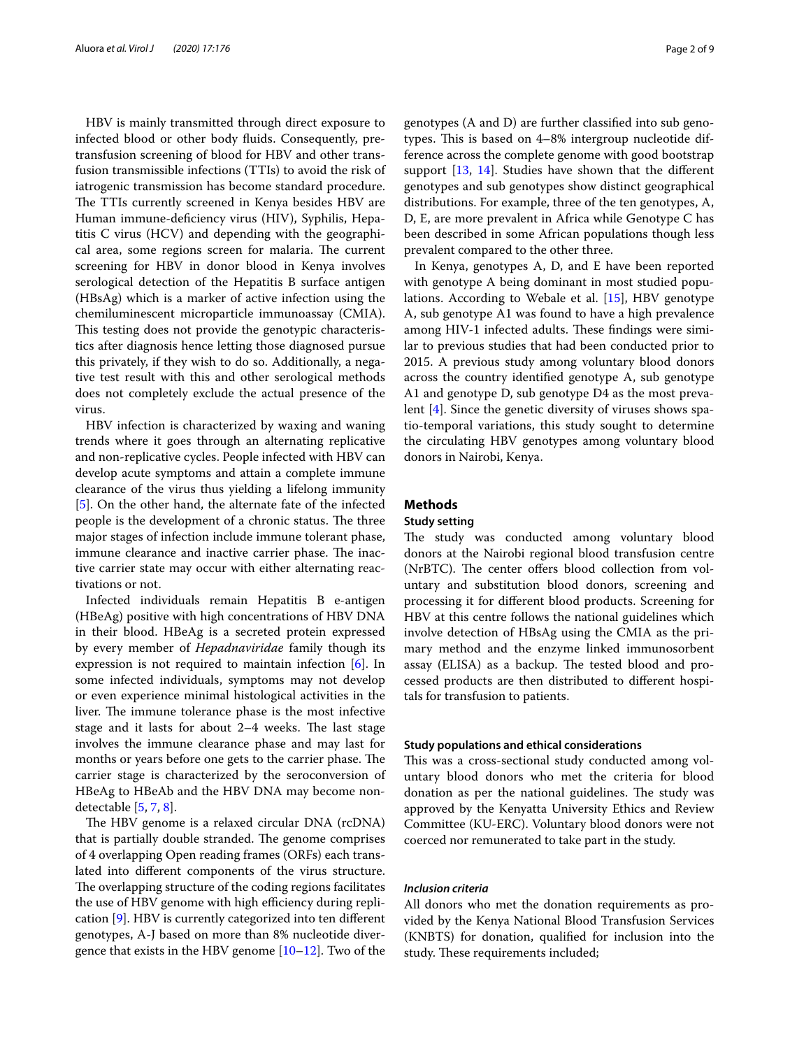HBV is mainly transmitted through direct exposure to infected blood or other body fluids. Consequently, pre-transfusion screening of blood for HBV and other transfusion transmissible infections (TTIs) to avoid the risk of iatrogenic transmission has become standard procedure. The TTIs currently screened in Kenya besides HBV are Human immune-deficiency virus (HIV), Syphilis, Hepatitis C virus (HCV) and depending with the geographical area, some regions screen for malaria. The current screening for HBV in donor blood in Kenya involves serological detection of the Hepatitis B surface antigen (HBsAg) which is a marker of active infection using the chemiluminescent microparticle immunoassay (CMIA). This testing does not provide the genotypic characteristics after diagnosis hence letting those diagnosed pursue this privately, if they wish to do so. Additionally, a negative test result with this and other serological methods does not completely exclude the actual presence of the virus.

HBV infection is characterized by waxing and waning trends where it goes through an alternating replicative and non-replicative cycles. People infected with HBV can develop acute symptoms and attain a complete immune clearance of the virus thus yielding a lifelong immunity [5]. On the other hand, the alternate fate of the infected people is the development of a chronic status. The three major stages of infection include immune tolerant phase, immune clearance and inactive carrier phase. The inactive carrier state may occur with either alternating reactivations or not.

Infected individuals remain Hepatitis B e-antigen (HBeAg) positive with high concentrations of HBV DNA in their blood. HBeAg is a secreted protein expressed by every member of *Hepadnaviridae* family though its expression is not required to maintain infection [6]. In some infected individuals, symptoms may not develop or even experience minimal histological activities in the liver. The immune tolerance phase is the most infective stage and it lasts for about 2–4 weeks. The last stage involves the immune clearance phase and may last for months or years before one gets to the carrier phase. The carrier stage is characterized by the seroconversion of HBeAg to HBeAb and the HBV DNA may become non-detectable [5, 7, 8].

The HBV genome is a relaxed circular DNA (rcDNA) that is partially double stranded. The genome comprises of 4 overlapping Open reading frames (ORFs) each translated into different components of the virus structure. The overlapping structure of the coding regions facilitates the use of HBV genome with high efficiency during replication [9]. HBV is currently categorized into ten different genotypes, A-J based on more than 8% nucleotide divergence that exists in the HBV genome [10–12]. Two of the genotypes (A and D) are further classified into sub genotypes. This is based on 4–8% intergroup nucleotide difference across the complete genome with good bootstrap support [13, 14]. Studies have shown that the different genotypes and sub genotypes show distinct geographical distributions. For example, three of the ten genotypes, A, D, E, are more prevalent in Africa while Genotype C has been described in some African populations though less prevalent compared to the other three.

In Kenya, genotypes A, D, and E have been reported with genotype A being dominant in most studied populations. According to Webale et al. [15], HBV genotype A, sub genotype A1 was found to have a high prevalence among HIV-1 infected adults. These findings were similar to previous studies that had been conducted prior to 2015. A previous study among voluntary blood donors across the country identified genotype A, sub genotype A1 and genotype D, sub genotype D4 as the most prevalent [4]. Since the genetic diversity of viruses shows spatio-temporal variations, this study sought to determine the circulating HBV genotypes among voluntary blood donors in Nairobi, Kenya.

## Methods

### Study setting

The study was conducted among voluntary blood donors at the Nairobi regional blood transfusion centre (NrBTC). The center offers blood collection from voluntary and substitution blood donors, screening and processing it for different blood products. Screening for HBV at this centre follows the national guidelines which involve detection of HBsAg using the CMIA as the primary method and the enzyme linked immunosorbent assay (ELISA) as a backup. The tested blood and processed products are then distributed to different hospitals for transfusion to patients.

### Study populations and ethical considerations

This was a cross-sectional study conducted among voluntary blood donors who met the criteria for blood donation as per the national guidelines. The study was approved by the Kenyatta University Ethics and Review Committee (KU-ERC). Voluntary blood donors were not coerced nor remunerated to take part in the study.

#### *Inclusion criteria*

All donors who met the donation requirements as provided by the Kenya National Blood Transfusion Services (KNBTS) for donation, qualified for inclusion into the study. These requirements included;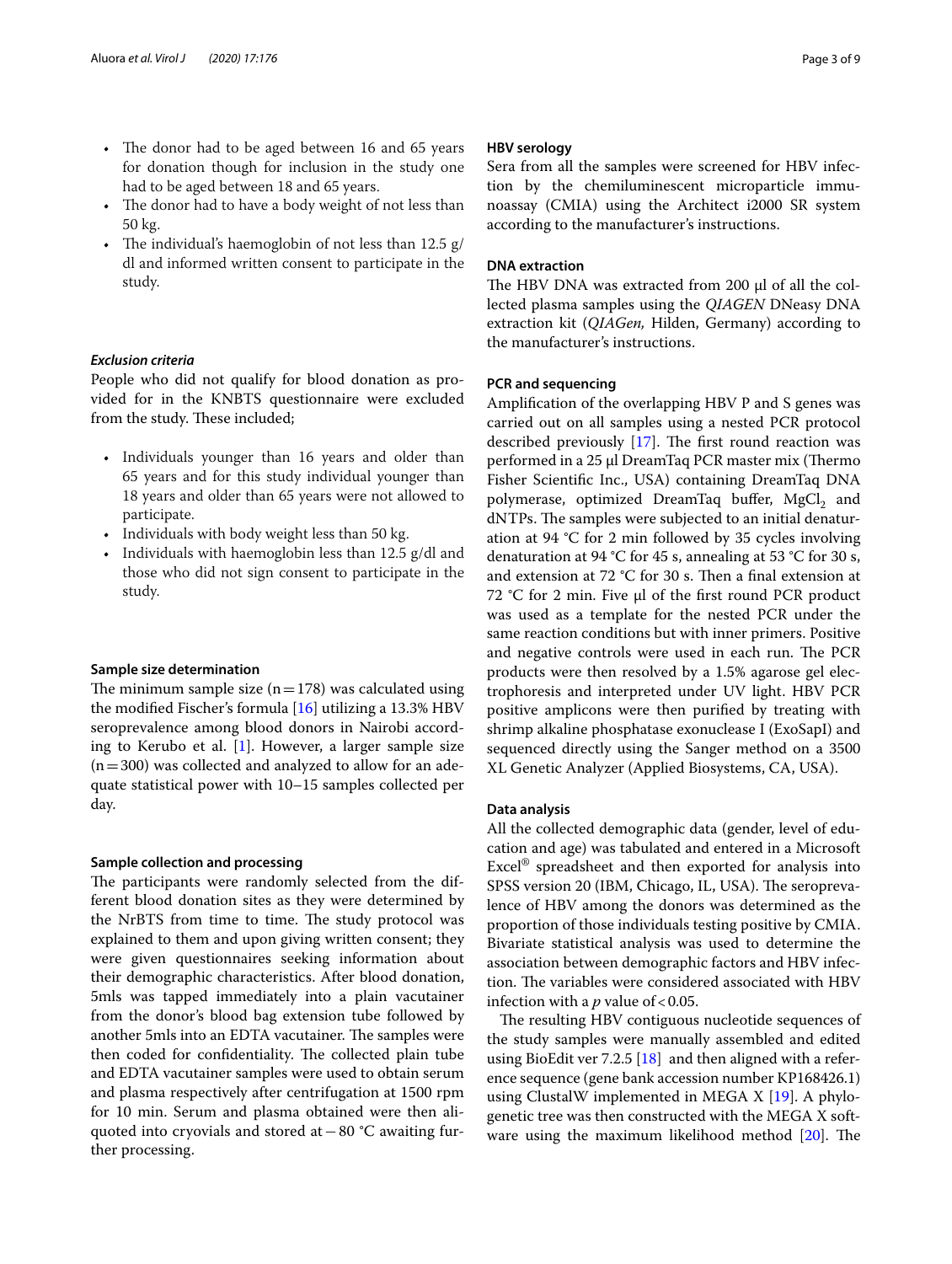- The donor had to be aged between 16 and 65 years for donation though for inclusion in the study one had to be aged between 18 and 65 years.
- The donor had to have a body weight of not less than 50 kg.
- The individual's haemoglobin of not less than 12.5 g/dl and informed written consent to participate in the study.

### *Exclusion criteria*

People who did not qualify for blood donation as provided for in the KNBTS questionnaire were excluded from the study. These included;

- Individuals younger than 16 years and older than 65 years and for this study individual younger than 18 years and older than 65 years were not allowed to participate.
- Individuals with body weight less than 50 kg.
- Individuals with haemoglobin less than 12.5 g/dl and those who did not sign consent to participate in the study.

### Sample size determination

The minimum sample size (n = 178) was calculated using the modified Fischer's formula [16] utilizing a 13.3% HBV seroprevalence among blood donors in Nairobi according to Kerubo et al. [1]. However, a larger sample size (n = 300) was collected and analyzed to allow for an adequate statistical power with 10–15 samples collected per day.

### Sample collection and processing

The participants were randomly selected from the different blood donation sites as they were determined by the NrBTS from time to time. The study protocol was explained to them and upon giving written consent; they were given questionnaires seeking information about their demographic characteristics. After blood donation, 5mls was tapped immediately into a plain vacutainer from the donor's blood bag extension tube followed by another 5mls into an EDTA vacutainer. The samples were then coded for confidentiality. The collected plain tube and EDTA vacutainer samples were used to obtain serum and plasma respectively after centrifugation at 1500 rpm for 10 min. Serum and plasma obtained were then aliquoted into cryovials and stored at − 80 °C awaiting further processing.

### HBV serology

Sera from all the samples were screened for HBV infection by the chemiluminescent microparticle immunoassay (CMIA) using the Architect i2000 SR system according to the manufacturer's instructions.

### DNA extraction

The HBV DNA was extracted from 200 µl of all the collected plasma samples using the *QIAGEN* DNeasy DNA extraction kit (*QIAGen,* Hilden, Germany) according to the manufacturer's instructions.

### PCR and sequencing

Amplification of the overlapping HBV P and S genes was carried out on all samples using a nested PCR protocol described previously [17]. The first round reaction was performed in a 25 µl DreamTaq PCR master mix (Thermo Fisher Scientific Inc., USA) containing DreamTaq DNA polymerase, optimized DreamTaq buffer, $MgCl_2$ and dNTPs. The samples were subjected to an initial denaturation at 94 °C for 2 min followed by 35 cycles involving denaturation at 94 °C for 45 s, annealing at 53 °C for 30 s, and extension at 72 °C for 30 s. Then a final extension at 72 °C for 2 min. Five µl of the first round PCR product was used as a template for the nested PCR under the same reaction conditions but with inner primers. Positive and negative controls were used in each run. The PCR products were then resolved by a 1.5% agarose gel electrophoresis and interpreted under UV light. HBV PCR positive amplicons were then purified by treating with shrimp alkaline phosphatase exonuclease I (ExoSapI) and sequenced directly using the Sanger method on a 3500 XL Genetic Analyzer (Applied Biosystems, CA, USA).

### Data analysis

All the collected demographic data (gender, level of education and age) was tabulated and entered in a Microsoft Excel® spreadsheet and then exported for analysis into SPSS version 20 (IBM, Chicago, IL, USA). The seroprevalence of HBV among the donors was determined as the proportion of those individuals testing positive by CMIA. Bivariate statistical analysis was used to determine the association between demographic factors and HBV infection. The variables were considered associated with HBV infection with a $p$ value of $< 0.05$.

The resulting HBV contiguous nucleotide sequences of the study samples were manually assembled and edited using BioEdit ver 7.2.5 [18] and then aligned with a reference sequence (gene bank accession number KP168426.1) using ClustalW implemented in MEGA X [19]. A phylogenetic tree was then constructed with the MEGA X software using the maximum likelihood method [20]. The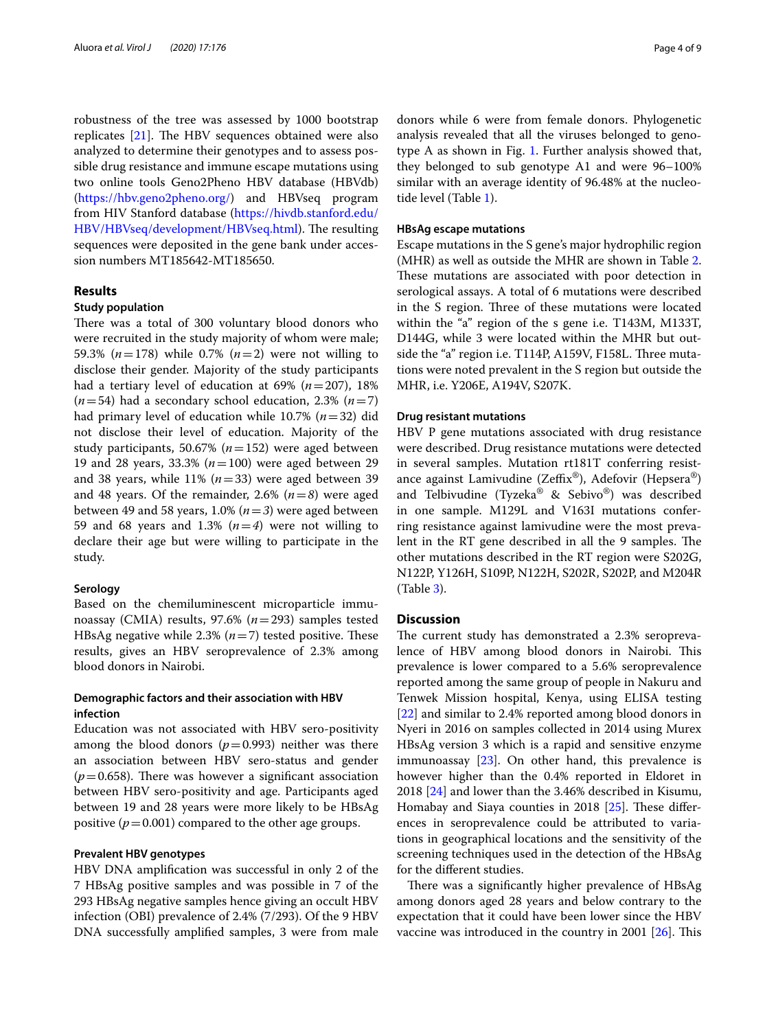robustness of the tree was assessed by 1000 bootstrap replicates [21]. The HBV sequences obtained were also analyzed to determine their genotypes and to assess possible drug resistance and immune escape mutations using two online tools Geno2Pheno HBV database (HBVdb) (https://hbv.geno2pheno.org/) and HBVseq program from HIV Stanford database (https://hivdb.stanford.edu/HBV/HBVseq/development/HBVseq.html). The resulting sequences were deposited in the gene bank under accession numbers MT185642-MT185650.

## Results

### Study population

There was a total of 300 voluntary blood donors who were recruited in the study majority of whom were male; 59.3% ($n=178$) while 0.7% ($n=2$) were not willing to disclose their gender. Majority of the study participants had a tertiary level of education at 69% ($n=207$), 18% ($n=54$) had a secondary school education, 2.3% ($n=7$) had primary level of education while 10.7% ($n=32$) did not disclose their level of education. Majority of the study participants, 50.67% ($n=152$) were aged between 19 and 28 years, 33.3% ($n=100$) were aged between 29 and 38 years, while 11% ($n=33$) were aged between 39 and 48 years. Of the remainder, 2.6% ($n=8$) were aged between 49 and 58 years, 1.0% ($n=3$) were aged between 59 and 68 years and 1.3% ($n=4$) were not willing to declare their age but were willing to participate in the study.

### Serology

Based on the chemiluminescent microparticle immunoassay (CMIA) results, 97.6% ($n=293$) samples tested HBsAg negative while 2.3% ($n=7$) tested positive. These results, gives an HBV seroprevalence of 2.3% among blood donors in Nairobi.

### Demographic factors and their association with HBV infection

Education was not associated with HBV sero-positivity among the blood donors ($p=0.993$) neither was there an association between HBV sero-status and gender ($p=0.658$). There was however a significant association between HBV sero-positivity and age. Participants aged between 19 and 28 years were more likely to be HBsAg positive ($p=0.001$) compared to the other age groups.

### Prevalent HBV genotypes

HBV DNA amplification was successful in only 2 of the 7 HBsAg positive samples and was possible in 7 of the 293 HBsAg negative samples hence giving an occult HBV infection (OBI) prevalence of 2.4% (7/293). Of the 9 HBV DNA successfully amplified samples, 3 were from male donors while 6 were from female donors. Phylogenetic analysis revealed that all the viruses belonged to genotype A as shown in Fig. 1. Further analysis showed that, they belonged to sub genotype A1 and were 96–100% similar with an average identity of 96.48% at the nucleotide level (Table 1).

### HBsAg escape mutations

Escape mutations in the S gene's major hydrophilic region (MHR) as well as outside the MHR are shown in Table 2. These mutations are associated with poor detection in serological assays. A total of 6 mutations were described in the S region. Three of these mutations were located within the "a" region of the s gene i.e. T143M, M133T, D144G, while 3 were located within the MHR but outside the "a" region i.e. T114P, A159V, F158L. Three mutations were noted prevalent in the S region but outside the MHR, i.e. Y206E, A194V, S207K.

### Drug resistant mutations

HBV P gene mutations associated with drug resistance were described. Drug resistance mutations were detected in several samples. Mutation rt181T conferring resistance against Lamivudine (Zeffix®), Adefovir (Hepsera®) and Telbivudine (Tyzeka® & Sebivo®) was described in one sample. M129L and V163I mutations conferring resistance against lamivudine were the most prevalent in the RT gene described in all the 9 samples. The other mutations described in the RT region were S202G, N122P, Y126H, S109P, N122H, S202R, S202P, and M204R (Table 3).

## Discussion

The current study has demonstrated a 2.3% seroprevalence of HBV among blood donors in Nairobi. This prevalence is lower compared to a 5.6% seroprevalence reported among the same group of people in Nakuru and Tenwek Mission hospital, Kenya, using ELISA testing [22] and similar to 2.4% reported among blood donors in Nyeri in 2016 on samples collected in 2014 using Murex HBsAg version 3 which is a rapid and sensitive enzyme immunoassay [23]. On other hand, this prevalence is however higher than the 0.4% reported in Eldoret in 2018 [24] and lower than the 3.46% described in Kisumu, Homabay and Siaya counties in 2018 [25]. These differences in seroprevalence could be attributed to variations in geographical locations and the sensitivity of the screening techniques used in the detection of the HBsAg for the different studies.

There was a significantly higher prevalence of HBsAg among donors aged 28 years and below contrary to the expectation that it could have been lower since the HBV vaccine was introduced in the country in 2001 [26]. This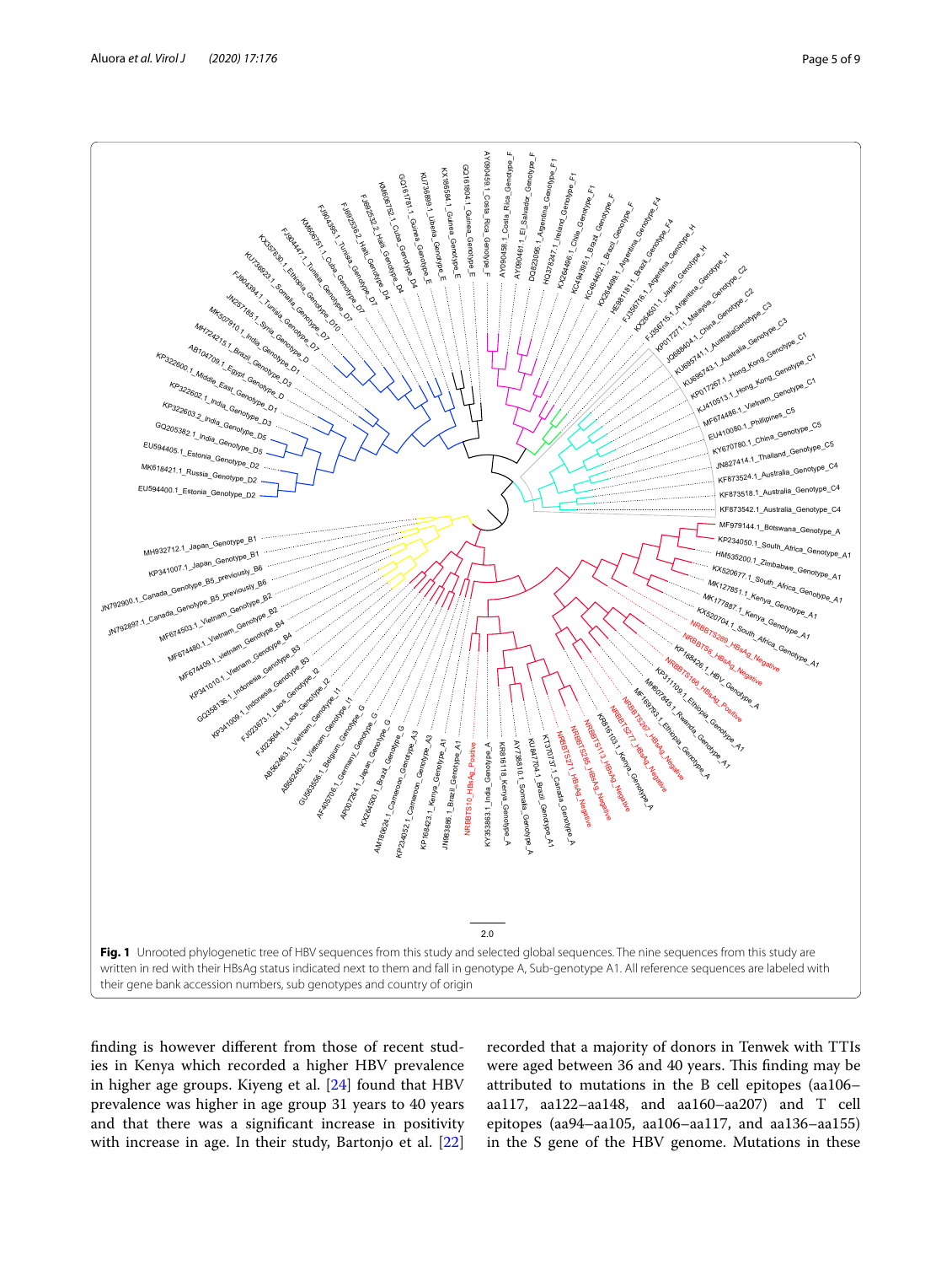Fig. 1 Unrooted phylogenetic tree of HBV sequences from this study and selected global sequences. The nine sequences from this study are written in red with their HBsAg status indicated next to them and fall in genotype A, Sub-genotype A1. All reference sequences are labeled with their gene bank accession numbers, sub genotypes and country of origin

finding is however different from those of recent studies in Kenya which recorded a higher HBV prevalence in higher age groups. Kiyeng et al. [24] found that HBV prevalence was higher in age group 31 years to 40 years and that there was a significant increase in positivity with increase in age. In their study, Bartonjo et al. [22] recorded that a majority of donors in Tenwek with TTIs were aged between 36 and 40 years. This finding may be attributed to mutations in the B cell epitopes (aa106–aa117, aa122–aa148, and aa160–aa207) and T cell epitopes (aa94–aa105, aa106–aa117, and aa136–aa155) in the S gene of the HBV genome. Mutations in these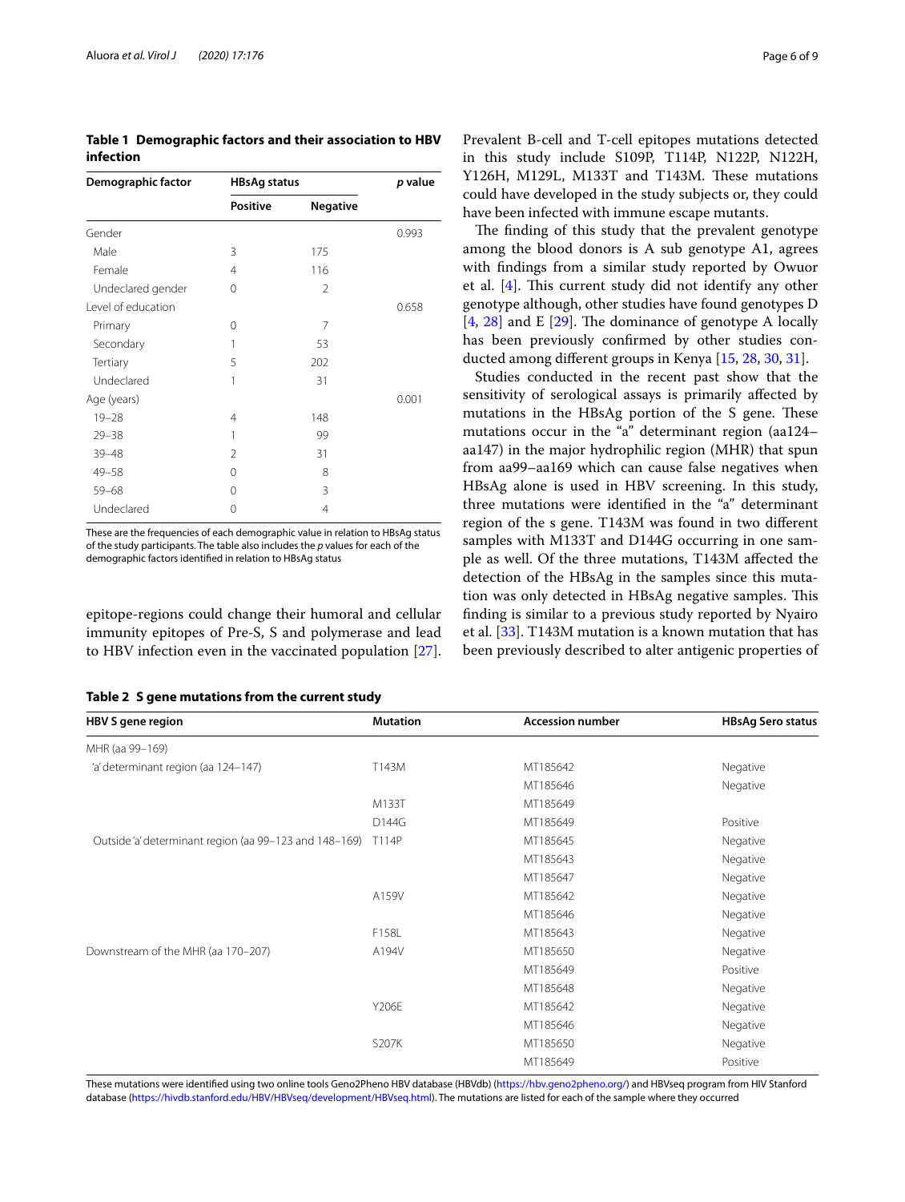**Table 1 Demographic factors and their association to HBV infection**

| Demographic factor | HBsAg status | | *p* value |
|---|---|---|---|
| | Positive | Negative | |
| Gender | | | 0.993 |
| Male | 3 | 175 | |
| Female | 4 | 116 | |
| Undeclared gender | 0 | 2 | |
| Level of education | | | 0.658 |
| Primary | 0 | 7 | |
| Secondary | 1 | 53 | |
| Tertiary | 5 | 202 | |
| Undeclared | 1 | 31 | |
| Age (years) | | | 0.001 |
| 19–28 | 4 | 148 | |
| 29–38 | 1 | 99 | |
| 39–48 | 2 | 31 | |
| 49–58 | 0 | 8 | |
| 59–68 | 0 | 3 | |
| Undeclared | 0 | 4 | |

These are the frequencies of each demographic value in relation to HBsAg status of the study participants. The table also includes the *p* values for each of the demographic factors identified in relation to HBsAg status

epitope-regions could change their humoral and cellular immunity epitopes of Pre-S, S and polymerase and lead to HBV infection even in the vaccinated population [27]. Prevalent B-cell and T-cell epitopes mutations detected in this study include S109P, T114P, N122P, N122H, Y126H, M129L, M133T and T143M. These mutations could have developed in the study subjects or, they could have been infected with immune escape mutants.

The finding of this study that the prevalent genotype among the blood donors is A sub genotype A1, agrees with findings from a similar study reported by Owuor et al. [4]. This current study did not identify any other genotype although, other studies have found genotypes D [4, 28] and E [29]. The dominance of genotype A locally has been previously confirmed by other studies conducted among different groups in Kenya [15, 28, 30, 31].

Studies conducted in the recent past show that the sensitivity of serological assays is primarily affected by mutations in the HBsAg portion of the S gene. These mutations occur in the "a" determinant region (aa124–aa147) in the major hydrophilic region (MHR) that spun from aa99–aa169 which can cause false negatives when HBsAg alone is used in HBV screening. In this study, three mutations were identified in the "a" determinant region of the s gene. T143M was found in two different samples with M133T and D144G occurring in one sample as well. Of the three mutations, T143M affected the detection of the HBsAg in the samples since this mutation was only detected in HBsAg negative samples. This finding is similar to a previous study reported by Nyairo et al. [33]. T143M mutation is a known mutation that has been previously described to alter antigenic properties of

**Table 2 S gene mutations from the current study**

| HBV S gene region | Mutation | Accession number | HBsAg Sero status |
|---|---|---|---|
| MHR (aa 99–169) | | | |
| 'a' determinant region (aa 124–147) | T143M | MT185642 | Negative |
| | | MT185646 | Negative |
| | M133T | MT185649 | |
| | D144G | MT185649 | Positive |
| Outside 'a' determinant region (aa 99–123 and 148–169) | T114P | MT185645 | Negative |
| | | MT185643 | Negative |
| | | MT185647 | Negative |
| | A159V | MT185642 | Negative |
| | | MT185646 | Negative |
| | F158L | MT185643 | Negative |
| Downstream of the MHR (aa 170–207) | A194V | MT185650 | Negative |
| | | MT185649 | Positive |
| | | MT185648 | Negative |
| | Y206E | MT185642 | Negative |
| | | MT185646 | Negative |
| | S207K | MT185650 | Negative |
| | | MT185649 | Positive |

These mutations were identified using two online tools Geno2Pheno HBV database (HBVdb) (https://hbv.geno2pheno.org/) and HBVseq program from HIV Stanford database (https://hivdb.stanford.edu/HBV/HBVseq/development/HBVseq.html). The mutations are listed for each of the sample where they occurred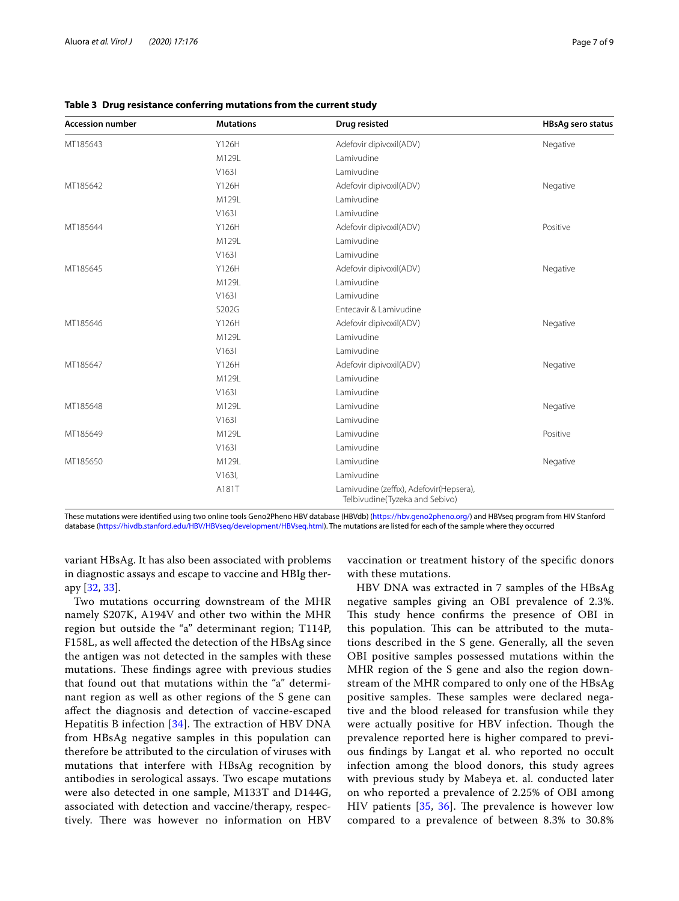**Table 3 Drug resistance conferring mutations from the current study**

| Accession number | Mutations | Drug resisted | HBsAg sero status |
|---|---|---|---|
| MT185643 | Y126H | Adefovir dipivoxil(ADV) | Negative |
| | M129L | Lamivudine | |
| | V163I | Lamivudine | |
| MT185642 | Y126H | Adefovir dipivoxil(ADV) | Negative |
| | M129L | Lamivudine | |
| | V163I | Lamivudine | |
| MT185644 | Y126H | Adefovir dipivoxil(ADV) | Positive |
| | M129L | Lamivudine | |
| | V163I | Lamivudine | |
| MT185645 | Y126H | Adefovir dipivoxil(ADV) | Negative |
| | M129L | Lamivudine | |
| | V163I | Lamivudine | |
| | S202G | Entecavir & Lamivudine | |
| MT185646 | Y126H | Adefovir dipivoxil(ADV) | Negative |
| | M129L | Lamivudine | |
| | V163I | Lamivudine | |
| MT185647 | Y126H | Adefovir dipivoxil(ADV) | Negative |
| | M129L | Lamivudine | |
| | V163I | Lamivudine | |
| MT185648 | M129L | Lamivudine | Negative |
| | V163I | Lamivudine | |
| MT185649 | M129L | Lamivudine | Positive |
| | V163I | Lamivudine | |
| MT185650 | M129L | Lamivudine | Negative |
| | V163I, | Lamivudine | |
| | A181T | Lamivudine (zeffix), Adefovir(Hepsera), Telbivudine(Tyzeka and Sebivo) | |

These mutations were identified using two online tools Geno2Pheno HBV database (HBVdb) (https://hbv.geno2pheno.org/) and HBVseq program from HIV Stanford database (https://hivdb.stanford.edu/HBV/HBVseq/development/HBVseq.html). The mutations are listed for each of the sample where they occurred

variant HBsAg. It has also been associated with problems in diagnostic assays and escape to vaccine and HBIg therapy [32, 33].

Two mutations occurring downstream of the MHR namely S207K, A194V and other two within the MHR region but outside the "a" determinant region; T114P, F158L, as well affected the detection of the HBsAg since the antigen was not detected in the samples with these mutations. These findings agree with previous studies that found out that mutations within the "a" determinant region as well as other regions of the S gene can affect the diagnosis and detection of vaccine-escaped Hepatitis B infection [34]. The extraction of HBV DNA from HBsAg negative samples in this population can therefore be attributed to the circulation of viruses with mutations that interfere with HBsAg recognition by antibodies in serological assays. Two escape mutations were also detected in one sample, M133T and D144G, associated with detection and vaccine/therapy, respectively. There was however no information on HBV vaccination or treatment history of the specific donors with these mutations.

HBV DNA was extracted in 7 samples of the HBsAg negative samples giving an OBI prevalence of 2.3%. This study hence confirms the presence of OBI in this population. This can be attributed to the mutations described in the S gene. Generally, all the seven OBI positive samples possessed mutations within the MHR region of the S gene and also the region downstream of the MHR compared to only one of the HBsAg positive samples. These samples were declared negative and the blood released for transfusion while they were actually positive for HBV infection. Though the prevalence reported here is higher compared to previous findings by Langat et al. who reported no occult infection among the blood donors, this study agrees with previous study by Mabeya et. al. conducted later on who reported a prevalence of 2.25% of OBI among HIV patients [35, 36]. The prevalence is however low compared to a prevalence of between 8.3% to 30.8%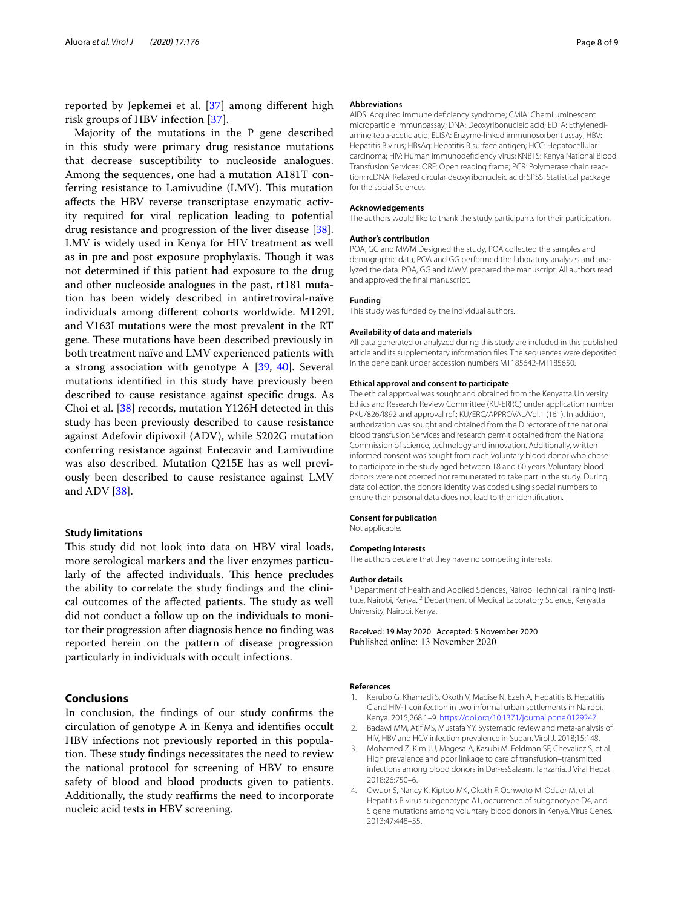reported by Jepkemei et al. [37] among different high risk groups of HBV infection [37].

Majority of the mutations in the P gene described in this study were primary drug resistance mutations that decrease susceptibility to nucleoside analogues. Among the sequences, one had a mutation A181T conferring resistance to Lamivudine (LMV). This mutation affects the HBV reverse transcriptase enzymatic activity required for viral replication leading to potential drug resistance and progression of the liver disease [38]. LMV is widely used in Kenya for HIV treatment as well as in pre and post exposure prophylaxis. Though it was not determined if this patient had exposure to the drug and other nucleoside analogues in the past, rt181 mutation has been widely described in antiretroviral-naïve individuals among different cohorts worldwide. M129L and V163I mutations were the most prevalent in the RT gene. These mutations have been described previously in both treatment naïve and LMV experienced patients with a strong association with genotype A [39, 40]. Several mutations identified in this study have previously been described to cause resistance against specific drugs. As Choi et al. [38] records, mutation Y126H detected in this study has been previously described to cause resistance against Adefovir dipivoxil (ADV), while S202G mutation conferring resistance against Entecavir and Lamivudine was also described. Mutation Q215E has as well previously been described to cause resistance against LMV and ADV [38].

### Study limitations

This study did not look into data on HBV viral loads, more serological markers and the liver enzymes particularly of the affected individuals. This hence precludes the ability to correlate the study findings and the clinical outcomes of the affected patients. The study as well did not conduct a follow up on the individuals to monitor their progression after diagnosis hence no finding was reported herein on the pattern of disease progression particularly in individuals with occult infections.

## Conclusions

In conclusion, the findings of our study confirms the circulation of genotype A in Kenya and identifies occult HBV infections not previously reported in this population. These study findings necessitates the need to review the national protocol for screening of HBV to ensure safety of blood and blood products given to patients. Additionally, the study reaffirms the need to incorporate nucleic acid tests in HBV screening.

#### Abbreviations

AIDS: Acquired immune deficiency syndrome; CMIA: Chemiluminescent microparticle immunoassay; DNA: Deoxyribonucleic acid; EDTA: Ethylenediamine tetra-acetic acid; ELISA: Enzyme-linked immunosorbent assay; HBV: Hepatitis B virus; HBsAg: Hepatitis B surface antigen; HCC: Hepatocellular carcinoma; HIV: Human immunodeficiency virus; KNBTS: Kenya National Blood Transfusion Services; ORF: Open reading frame; PCR: Polymerase chain reaction; rcDNA: Relaxed circular deoxyribonucleic acid; SPSS: Statistical package for the social Sciences.

#### Acknowledgements

The authors would like to thank the study participants for their participation.

#### Author's contribution

POA, GG and MWM Designed the study, POA collected the samples and demographic data, POA and GG performed the laboratory analyses and analyzed the data. POA, GG and MWM prepared the manuscript. All authors read and approved the final manuscript.

#### Funding

This study was funded by the individual authors.

#### Availability of data and materials

All data generated or analyzed during this study are included in this published article and its supplementary information files. The sequences were deposited in the gene bank under accession numbers MT185642-MT185650.

#### Ethical approval and consent to participate

The ethical approval was sought and obtained from the Kenyatta University Ethics and Research Review Committee (KU-ERRC) under application number PKU/826/I892 and approval ref.: KU/ERC/APPROVAL/Vol.1 (161). In addition, authorization was sought and obtained from the Directorate of the national blood transfusion Services and research permit obtained from the National Commission of science, technology and innovation. Additionally, written informed consent was sought from each voluntary blood donor who chose to participate in the study aged between 18 and 60 years. Voluntary blood donors were not coerced nor remunerated to take part in the study. During data collection, the donors' identity was coded using special numbers to ensure their personal data does not lead to their identification.

#### Consent for publication

Not applicable.

#### Competing interests

The authors declare that they have no competing interests.

#### Author details

[1] Department of Health and Applied Sciences, Nairobi Technical Training Institute, Nairobi, Kenya. [2] Department of Medical Laboratory Science, Kenyatta University, Nairobi, Kenya.

Received: 19 May 2020 Accepted: 5 November 2020
Published online: 13 November 2020

#### References

1. Kerubo G, Khamadi S, Okoth V, Madise N, Ezeh A, Hepatitis B. Hepatitis C and HIV-1 coinfection in two informal urban settlements in Nairobi. Kenya. 2015;268:1–9. https://doi.org/10.1371/journal.pone.0129247.
2. Badawi MM, Atif MS, Mustafa YY. Systematic review and meta-analysis of HIV, HBV and HCV infection prevalence in Sudan. Virol J. 2018;15:148.
3. Mohamed Z, Kim JU, Magesa A, Kasubi M, Feldman SF, Chevaliez S, et al. High prevalence and poor linkage to care of transfusion–transmitted infections among blood donors in Dar-esSalaam, Tanzania. J Viral Hepat. 2018;26:750–6.
4. Owuor S, Nancy K, Kiptoo MK, Okoth F, Ochwoto M, Oduor M, et al. Hepatitis B virus subgenotype A1, occurrence of subgenotype D4, and S gene mutations among voluntary blood donors in Kenya. Virus Genes. 2013;47:448–55.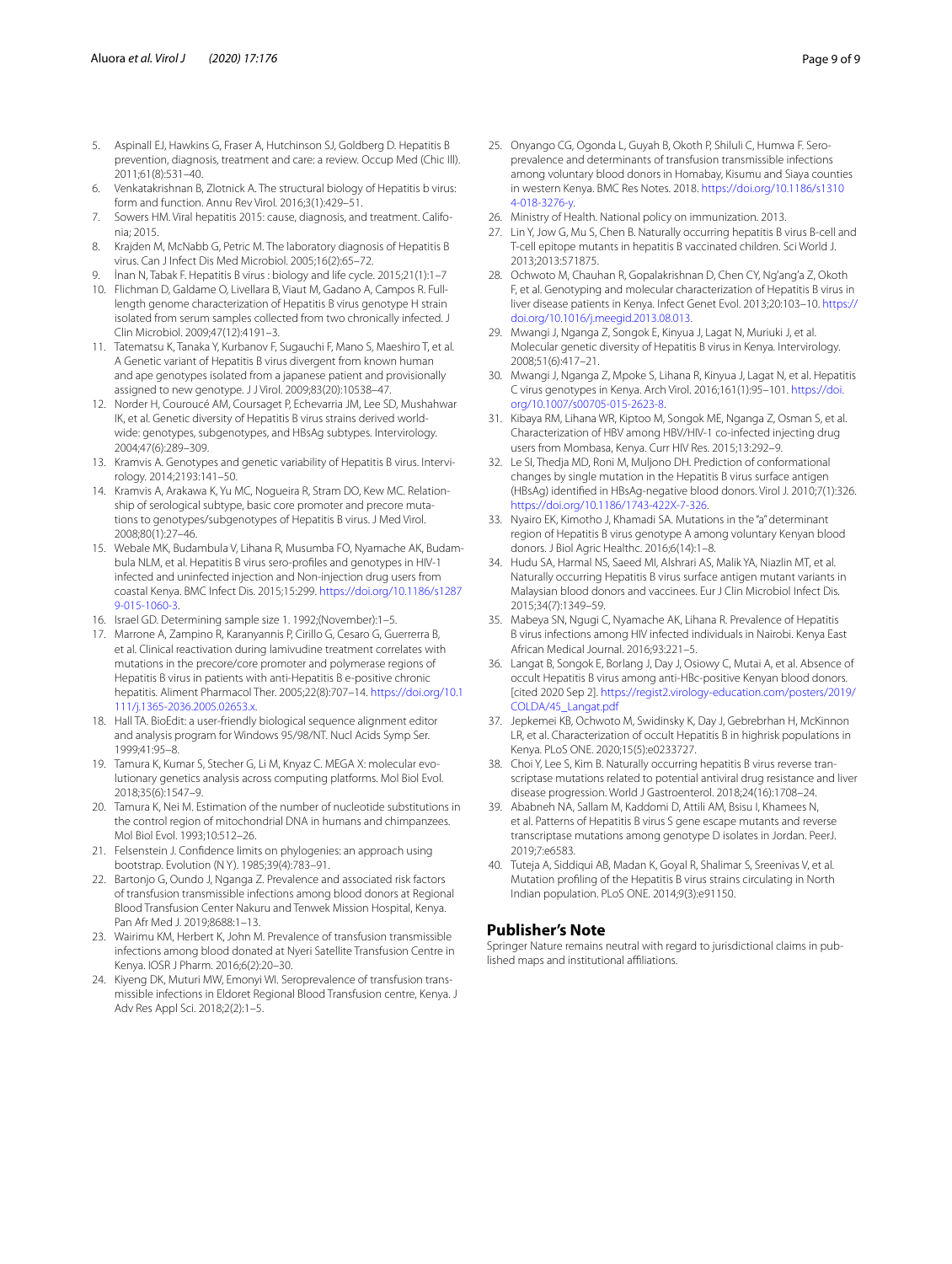5. Aspinall EJ, Hawkins G, Fraser A, Hutchinson SJ, Goldberg D. Hepatitis B prevention, diagnosis, treatment and care: a review. Occup Med (Chic Ill). 2011;61(8):531–40.
6. Venkatakrishnan B, Zlotnick A. The structural biology of Hepatitis b virus: form and function. Annu Rev Virol. 2016;3(1):429–51.
7. Sowers HM. Viral hepatitis 2015: cause, diagnosis, and treatment. California; 2015.
8. Krajden M, McNabb G, Petric M. The laboratory diagnosis of Hepatitis B virus. Can J Infect Dis Med Microbiol. 2005;16(2):65–72.
9. İnan N, Tabak F. Hepatitis B virus : biology and life cycle. 2015;21(1):1–7
10. Flichman D, Galdame O, Livellara B, Viaut M, Gadano A, Campos R. Full-length genome characterization of Hepatitis B virus genotype H strain isolated from serum samples collected from two chronically infected. J Clin Microbiol. 2009;47(12):4191–3.
11. Tatematsu K, Tanaka Y, Kurbanov F, Sugauchi F, Mano S, Maeshiro T, et al. A Genetic variant of Hepatitis B virus divergent from known human and ape genotypes isolated from a japanese patient and provisionally assigned to new genotype. J J Virol. 2009;83(20):10538–47.
12. Norder H, Courouc​é AM, Coursaget P, Echevarria JM, Lee SD, Mushahwar IK, et al. Genetic diversity of Hepatitis B virus strains derived worldwide: genotypes, subgenotypes, and HBsAg subtypes. Intervirology. 2004;47(6):289–309.
13. Kramvis A. Genotypes and genetic variability of Hepatitis B virus. Intervirology. 2014;2193:141–50.
14. Kramvis A, Arakawa K, Yu MC, Nogueira R, Stram DO, Kew MC. Relationship of serological subtype, basic core promoter and precore mutations to genotypes/subgenotypes of Hepatitis B virus. J Med Virol. 2008;80(1):27–46.
15. Webale MK, Budambula V, Lihana R, Musumba FO, Nyamache AK, Budambula NLM, et al. Hepatitis B virus sero-profiles and genotypes in HIV-1 infected and uninfected injection and Non-injection drug users from coastal Kenya. BMC Infect Dis. 2015;15:299. https://doi.org/10.1186/s12879-015-1060-3.
16. Israel GD. Determining sample size 1. 1992;(November):1–5.
17. Marrone A, Zampino R, Karanyannis P, Cirillo G, Cesaro G, Guerrerra B, et al. Clinical reactivation during lamivudine treatment correlates with mutations in the precore/core promoter and polymerase regions of Hepatitis B virus in patients with anti-Hepatitis B e-positive chronic hepatitis. Aliment Pharmacol Ther. 2005;22(8):707–14. https://doi.org/10.1111/j.1365-2036.2005.02653.x.
18. Hall TA. BioEdit: a user-friendly biological sequence alignment editor and analysis program for Windows 95/98/NT. Nucl Acids Symp Ser. 1999;41:95–8.
19. Tamura K, Kumar S, Stecher G, Li M, Knyaz C. MEGA X: molecular evolutionary genetics analysis across computing platforms. Mol Biol Evol. 2018;35(6):1547–9.
20. Tamura K, Nei M. Estimation of the number of nucleotide substitutions in the control region of mitochondrial DNA in humans and chimpanzees. Mol Biol Evol. 1993;10:512–26.
21. Felsenstein J. Confidence limits on phylogenies: an approach using bootstrap. Evolution (N Y). 1985;39(4):783–91.
22. Bartonjo G, Oundo J, Nganga Z. Prevalence and associated risk factors of transfusion transmissible infections among blood donors at Regional Blood Transfusion Center Nakuru and Tenwek Mission Hospital, Kenya. Pan Afr Med J. 2019;8688:1–13.
23. Wairimu KM, Herbert K, John M. Prevalence of transfusion transmissible infections among blood donated at Nyeri Satellite Transfusion Centre in Kenya. IOSR J Pharm. 2016;6(2):20–30.
24. Kiyeng DK, Muturi MW, Emonyi WI. Seroprevalence of transfusion transmissible infections in Eldoret Regional Blood Transfusion centre, Kenya. J Adv Res Appl Sci. 2018;2(2):1–5.
25. Onyango CG, Ogonda L, Guyah B, Okoth P, Shiluli C, Humwa F. Seroprevalence and determinants of transfusion transmissible infections among voluntary blood donors in Homabay, Kisumu and Siaya counties in western Kenya. BMC Res Notes. 2018. https://doi.org/10.1186/s13104-018-3276-y.
26. Ministry of Health. National policy on immunization. 2013.
27. Lin Y, Jow G, Mu S, Chen B. Naturally occurring hepatitis B virus B-cell and T-cell epitope mutants in hepatitis B vaccinated children. Sci World J. 2013;2013:571875.
28. Ochwoto M, Chauhan R, Gopalakrishnan D, Chen CY, Ng'ang'a Z, Okoth F, et al. Genotyping and molecular characterization of Hepatitis B virus in liver disease patients in Kenya. Infect Genet Evol. 2013;20:103–10. https://doi.org/10.1016/j.meegid.2013.08.013.
29. Mwangi J, Nganga Z, Songok E, Kinyua J, Lagat N, Muriuki J, et al. Molecular genetic diversity of Hepatitis B virus in Kenya. Intervirology. 2008;51(6):417–21.
30. Mwangi J, Nganga Z, Mpoke S, Lihana R, Kinyua J, Lagat N, et al. Hepatitis C virus genotypes in Kenya. Arch Virol. 2016;161(1):95–101. https://doi.org/10.1007/s00705-015-2623-8.
31. Kibaya RM, Lihana WR, Kiptoo M, Songok ME, Nganga Z, Osman S, et al. Characterization of HBV among HBV/HIV-1 co-infected injecting drug users from Mombasa, Kenya. Curr HIV Res. 2015;13:292–9.
32. Le SI, Thedja MD, Roni M, Muljono DH. Prediction of conformational changes by single mutation in the Hepatitis B virus surface antigen (HBsAg) identified in HBsAg-negative blood donors. Virol J. 2010;7(1):326. https://doi.org/10.1186/1743-422X-7-326.
33. Nyairo EK, Kimotho J, Khamadi SA. Mutations in the "a" determinant region of Hepatitis B virus genotype A among voluntary Kenyan blood donors. J Biol Agric Healthc. 2016;6(14):1–8.
34. Hudu SA, Harmal NS, Saeed MI, Alshrari AS, Malik YA, Niazlin MT, et al. Naturally occurring Hepatitis B virus surface antigen mutant variants in Malaysian blood donors and vaccinees. Eur J Clin Microbiol Infect Dis. 2015;34(7):1349–59.
35. Mabeya SN, Ngugi C, Nyamache AK, Lihana R. Prevalence of Hepatitis B virus infections among HIV infected individuals in Nairobi. Kenya East African Medical Journal. 2016;93:221–5.
36. Langat B, Songok E, Borlang J, Day J, Osiowy C, Mutai A, et al. Absence of occult Hepatitis B virus among anti-HBc-positive Kenyan blood donors. [cited 2020 Sep 2]. https://regist2.virology-education.com/posters/2019/COLDA/45_Langat.pdf
37. Jepkemei KB, Ochwoto M, Swidinsky K, Day J, Gebrebrhan H, McKinnon LR, et al. Characterization of occult Hepatitis B in highrisk populations in Kenya. PLoS ONE. 2020;15(5):e0233727.
38. Choi Y, Lee S, Kim B. Naturally occurring hepatitis B virus reverse transcriptase mutations related to potential antiviral drug resistance and liver disease progression. World J Gastroenterol. 2018;24(16):1708–24.
39. Ababneh NA, Sallam M, Kaddomi D, Attili AM, Bsisu I, Khamees N, et al. Patterns of Hepatitis B virus S gene escape mutants and reverse transcriptase mutations among genotype D isolates in Jordan. PeerJ. 2019;7:e6583.
40. Tuteja A, Siddiqui AB, Madan K, Goyal R, Shalimar S, Sreenivas V, et al. Mutation profiling of the Hepatitis B virus strains circulating in North Indian population. PLoS ONE. 2014;9(3):e91150.

## Publisher's Note

Springer Nature remains neutral with regard to jurisdictional claims in published maps and institutional affiliations.